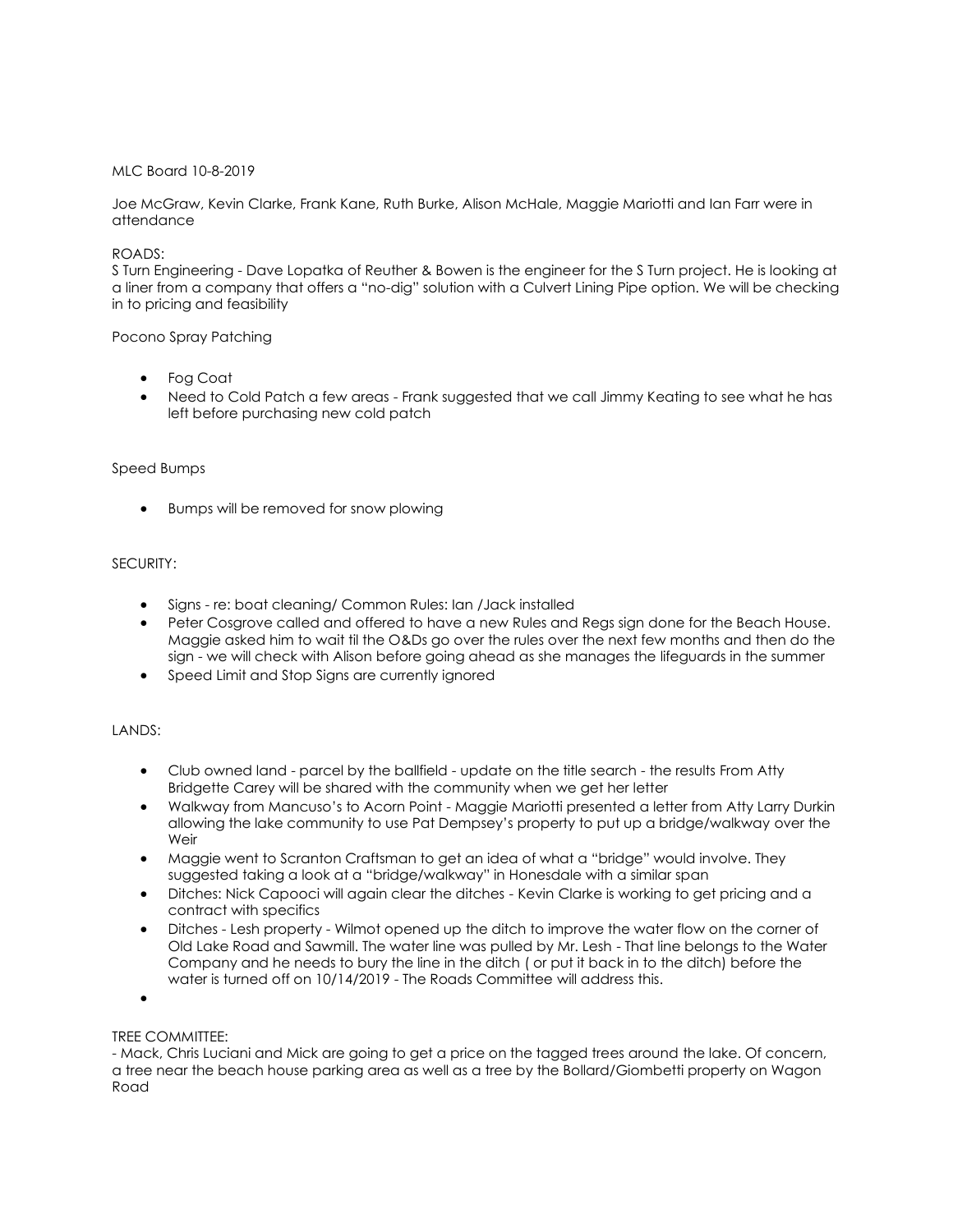MLC Board 10-8-2019

Joe McGraw, Kevin Clarke, Frank Kane, Ruth Burke, Alison McHale, Maggie Mariotti and Ian Farr were in attendance

ROADS:

S Turn Engineering - Dave Lopatka of Reuther & Bowen is the engineer for the S Turn project. He is looking at a liner from a company that offers a "no-dig" solution with a Culvert Lining Pipe option. We will be checking in to pricing and feasibility

Pocono Spray Patching

- Fog Coat
- Need to Cold Patch a few areas - Frank suggested that we call Jimmy Keating to see what he has left before purchasing new cold patch

Speed Bumps

- Bumps will be removed for snow plowing

SECURITY:

- Signs - re: boat cleaning/ Common Rules: Ian /Jack installed
- Peter Cosgrove called and offered to have a new Rules and Regs sign done for the Beach House. Maggie asked him to wait til the O&Ds go over the rules over the next few months and then do the sign - we will check with Alison before going ahead as she manages the lifeguards in the summer
- Speed Limit and Stop Signs are currently ignored

LANDS:

- Club owned land - parcel by the ballfield - update on the title search - the results From Atty Bridgette Carey will be shared with the community when we get her letter
- Walkway from Mancuso's to Acorn Point - Maggie Mariotti presented a letter from Atty Larry Durkin allowing the lake community to use Pat Dempsey's property to put up a bridge/walkway over the Weir
- Maggie went to Scranton Craftsman to get an idea of what a "bridge" would involve. They suggested taking a look at a "bridge/walkway" in Honesdale with a similar span
- Ditches: Nick Capooci will again clear the ditches - Kevin Clarke is working to get pricing and a contract with specifics
- Ditches - Lesh property - Wilmot opened up the ditch to improve the water flow on the corner of Old Lake Road and Sawmill. The water line was pulled by Mr. Lesh - That line belongs to the Water Company and he needs to bury the line in the ditch ( or put it back in to the ditch) before the water is turned off on 10/14/2019 - The Roads Committee will address this.

TREE COMMITTEE:

- Mack, Chris Luciani and Mick are going to get a price on the tagged trees around the lake. Of concern, a tree near the beach house parking area as well as a tree by the Bollard/Giombetti property on Wagon Road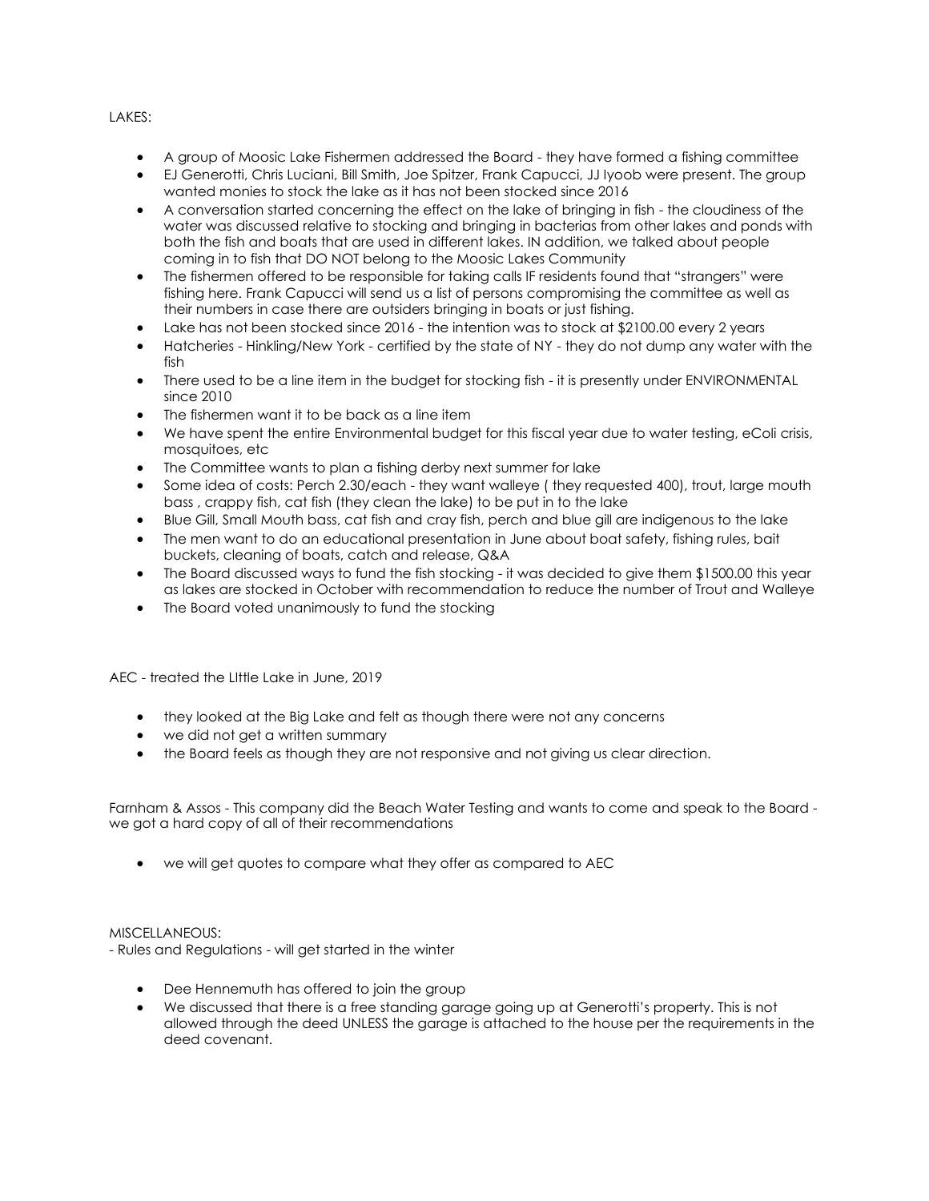LAKES:

- A group of Moosic Lake Fishermen addressed the Board - they have formed a fishing committee
- EJ Generotti, Chris Luciani, Bill Smith, Joe Spitzer, Frank Capucci, JJ Iyoob were present. The group wanted monies to stock the lake as it has not been stocked since 2016
- A conversation started concerning the effect on the lake of bringing in fish - the cloudiness of the water was discussed relative to stocking and bringing in bacterias from other lakes and ponds with both the fish and boats that are used in different lakes. IN addition, we talked about people coming in to fish that DO NOT belong to the Moosic Lakes Community
- The fishermen offered to be responsible for taking calls IF residents found that "strangers" were fishing here. Frank Capucci will send us a list of persons compromising the committee as well as their numbers in case there are outsiders bringing in boats or just fishing.
- Lake has not been stocked since 2016 - the intention was to stock at $2100.00 every 2 years
- Hatcheries - Hinkling/New York - certified by the state of NY - they do not dump any water with the fish
- There used to be a line item in the budget for stocking fish - it is presently under ENVIRONMENTAL since 2010
- The fishermen want it to be back as a line item
- We have spent the entire Environmental budget for this fiscal year due to water testing, eColi crisis, mosquitoes, etc
- The Committee wants to plan a fishing derby next summer for lake
- Some idea of costs: Perch 2.30/each - they want walleye ( they requested 400), trout, large mouth bass , crappy fish, cat fish (they clean the lake) to be put in to the lake
- Blue Gill, Small Mouth bass, cat fish and cray fish, perch and blue gill are indigenous to the lake
- The men want to do an educational presentation in June about boat safety, fishing rules, bait buckets, cleaning of boats, catch and release, Q&A
- The Board discussed ways to fund the fish stocking - it was decided to give them $1500.00 this year as lakes are stocked in October with recommendation to reduce the number of Trout and Walleye
- The Board voted unanimously to fund the stocking

AEC - treated the LIttle Lake in June, 2019

- they looked at the Big Lake and felt as though there were not any concerns
- we did not get a written summary
- the Board feels as though they are not responsive and not giving us clear direction.

Farnham & Assos - This company did the Beach Water Testing and wants to come and speak to the Board - we got a hard copy of all of their recommendations

- we will get quotes to compare what they offer as compared to AEC

MISCELLANEOUS:

- Rules and Regulations - will get started in the winter

- Dee Hennemuth has offered to join the group
- We discussed that there is a free standing garage going up at Generotti's property. This is not allowed through the deed UNLESS the garage is attached to the house per the requirements in the deed covenant.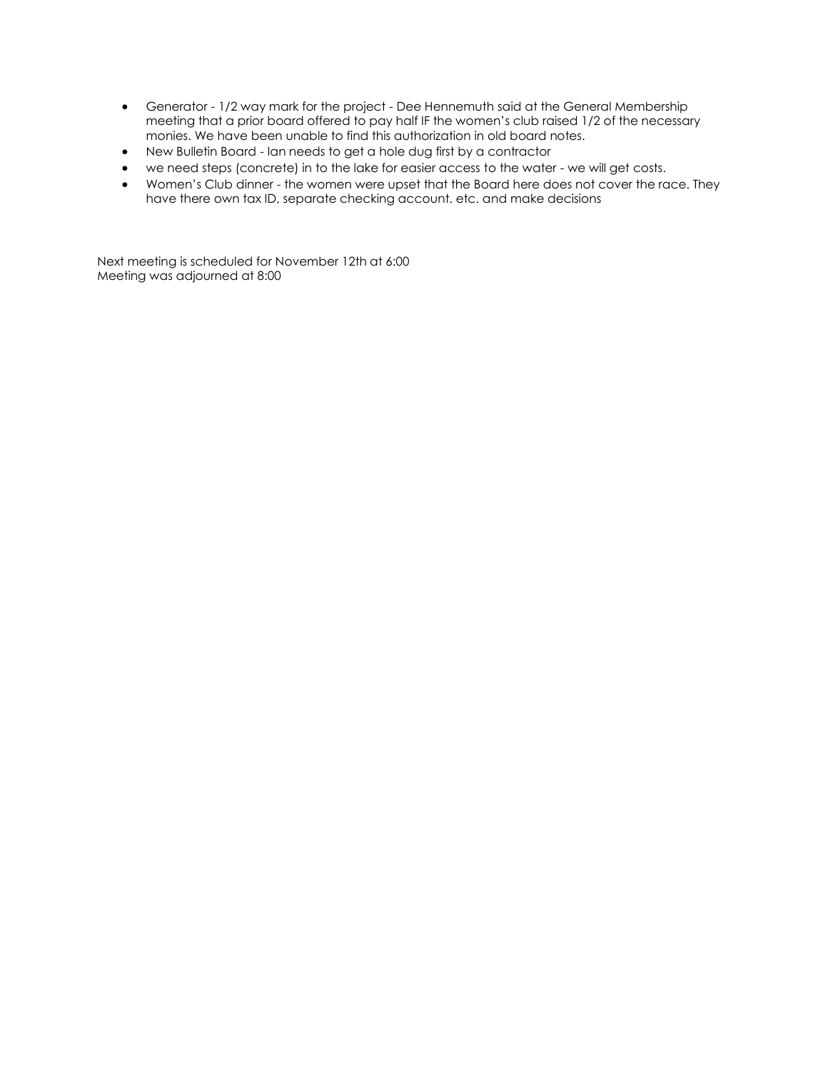- Generator - 1/2 way mark for the project - Dee Hennemuth said at the General Membership meeting that a prior board offered to pay half IF the women's club raised 1/2 of the necessary monies. We have been unable to find this authorization in old board notes.
- New Bulletin Board - Ian needs to get a hole dug first by a contractor
- we need steps (concrete) in to the lake for easier access to the water - we will get costs.
- Women's Club dinner - the women were upset that the Board here does not cover the race. They have there own tax ID, separate checking account. etc. and make decisions

Next meeting is scheduled for November 12th at 6:00
Meeting was adjourned at 8:00